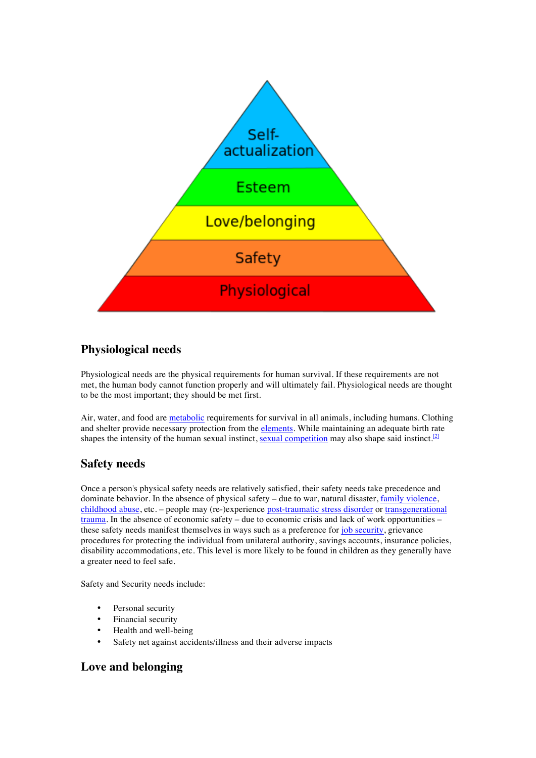## Physiological needs

Physiological needs are the physical requirements for human survival. If these requirements are not met, the human body cannot function properly and will ultimately fail. Physiological needs are thought to be the most important; they should be met first.

Air, water, and food are metabolic requirements for survival in all animals, including humans. Clothing and shelter provide necessary protection from the elements. While maintaining an adequate birth rate shapes the intensity of the human sexual instinct, sexual competition may also shape said instinct.[2]

## Safety needs

Once a person's physical safety needs are relatively satisfied, their safety needs take precedence and dominate behavior. In the absence of physical safety – due to war, natural disaster, family violence, childhood abuse, etc. – people may (re-)experience post-traumatic stress disorder or transgenerational trauma. In the absence of economic safety – due to economic crisis and lack of work opportunities – these safety needs manifest themselves in ways such as a preference for job security, grievance procedures for protecting the individual from unilateral authority, savings accounts, insurance policies, disability accommodations, etc. This level is more likely to be found in children as they generally have a greater need to feel safe.

Safety and Security needs include:

- Personal security
- Financial security
- Health and well-being
- Safety net against accidents/illness and their adverse impacts

## Love and belonging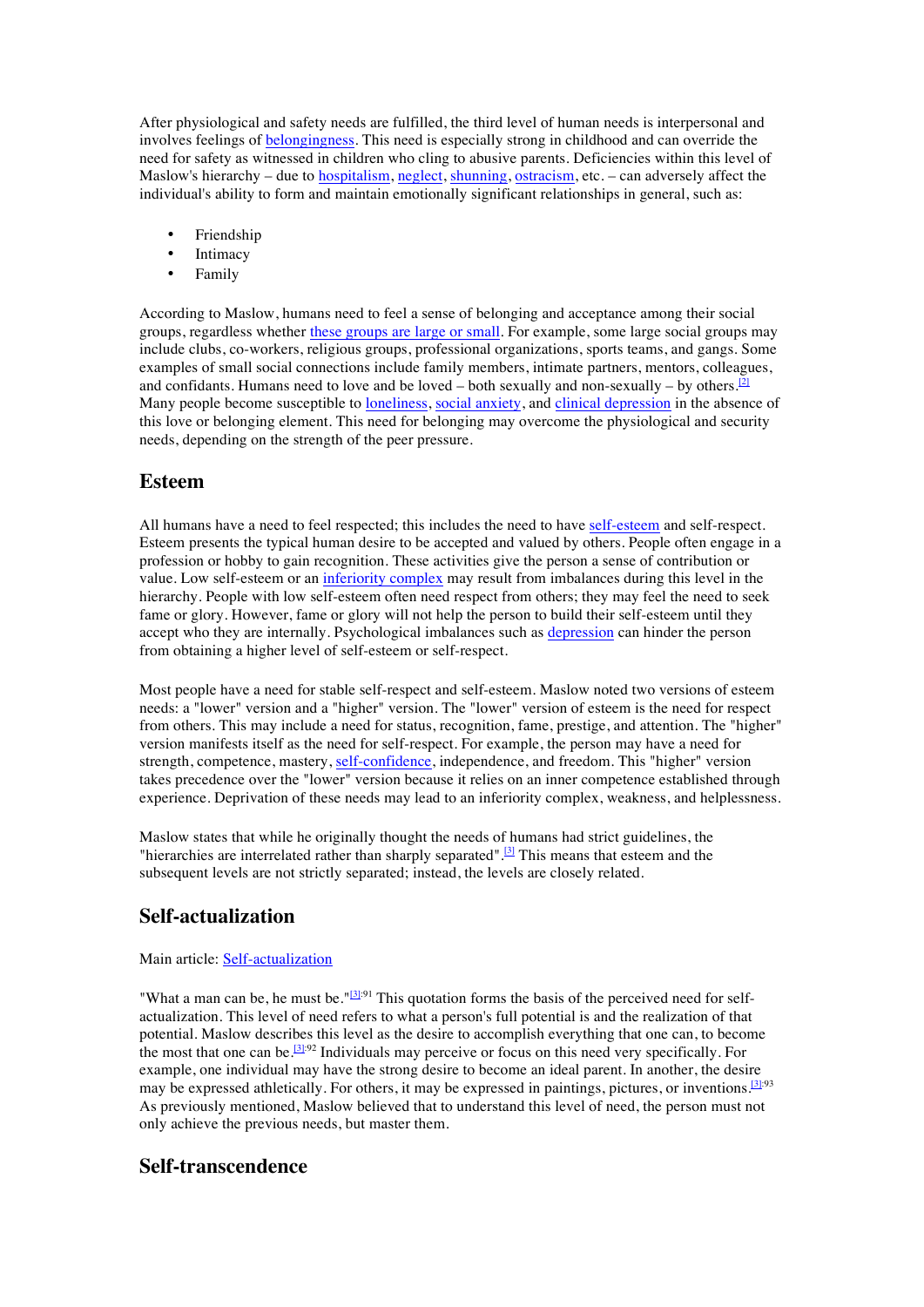After physiological and safety needs are fulfilled, the third level of human needs is interpersonal and involves feelings of belongingness. This need is especially strong in childhood and can override the need for safety as witnessed in children who cling to abusive parents. Deficiencies within this level of Maslow's hierarchy – due to hospitalism, neglect, shunning, ostracism, etc. – can adversely affect the individual's ability to form and maintain emotionally significant relationships in general, such as:

- Friendship
- Intimacy
- Family

According to Maslow, humans need to feel a sense of belonging and acceptance among their social groups, regardless whether these groups are large or small. For example, some large social groups may include clubs, co-workers, religious groups, professional organizations, sports teams, and gangs. Some examples of small social connections include family members, intimate partners, mentors, colleagues, and confidants. Humans need to love and be loved – both sexually and non-sexually – by others.[2] Many people become susceptible to loneliness, social anxiety, and clinical depression in the absence of this love or belonging element. This need for belonging may overcome the physiological and security needs, depending on the strength of the peer pressure.

## Esteem

All humans have a need to feel respected; this includes the need to have self-esteem and self-respect. Esteem presents the typical human desire to be accepted and valued by others. People often engage in a profession or hobby to gain recognition. These activities give the person a sense of contribution or value. Low self-esteem or an inferiority complex may result from imbalances during this level in the hierarchy. People with low self-esteem often need respect from others; they may feel the need to seek fame or glory. However, fame or glory will not help the person to build their self-esteem until they accept who they are internally. Psychological imbalances such as depression can hinder the person from obtaining a higher level of self-esteem or self-respect.

Most people have a need for stable self-respect and self-esteem. Maslow noted two versions of esteem needs: a "lower" version and a "higher" version. The "lower" version of esteem is the need for respect from others. This may include a need for status, recognition, fame, prestige, and attention. The "higher" version manifests itself as the need for self-respect. For example, the person may have a need for strength, competence, mastery, self-confidence, independence, and freedom. This "higher" version takes precedence over the "lower" version because it relies on an inner competence established through experience. Deprivation of these needs may lead to an inferiority complex, weakness, and helplessness.

Maslow states that while he originally thought the needs of humans had strict guidelines, the "hierarchies are interrelated rather than sharply separated".[3] This means that esteem and the subsequent levels are not strictly separated; instead, the levels are closely related.

## Self-actualization

Main article: Self-actualization

"What a man can be, he must be."[3]:91 This quotation forms the basis of the perceived need for self-actualization. This level of need refers to what a person's full potential is and the realization of that potential. Maslow describes this level as the desire to accomplish everything that one can, to become the most that one can be.[3]:92 Individuals may perceive or focus on this need very specifically. For example, one individual may have the strong desire to become an ideal parent. In another, the desire may be expressed athletically. For others, it may be expressed in paintings, pictures, or inventions.[3]:93 As previously mentioned, Maslow believed that to understand this level of need, the person must not only achieve the previous needs, but master them.

## Self-transcendence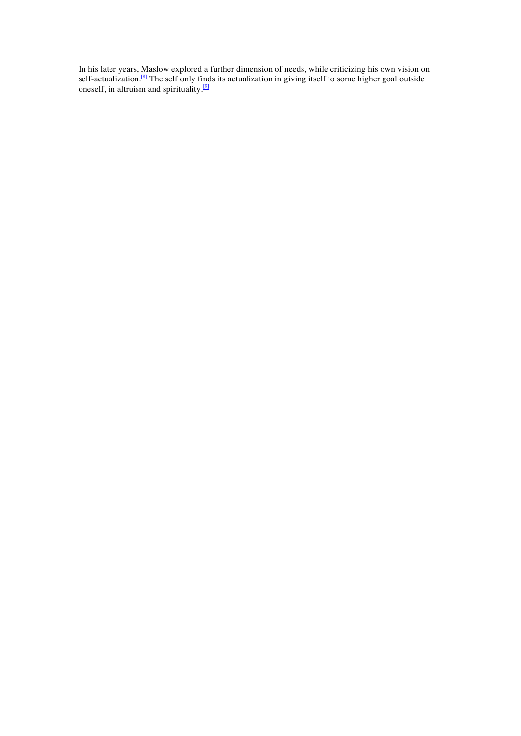In his later years, Maslow explored a further dimension of needs, while criticizing his own vision on self-actualization.[8] The self only finds its actualization in giving itself to some higher goal outside oneself, in altruism and spirituality.[9]